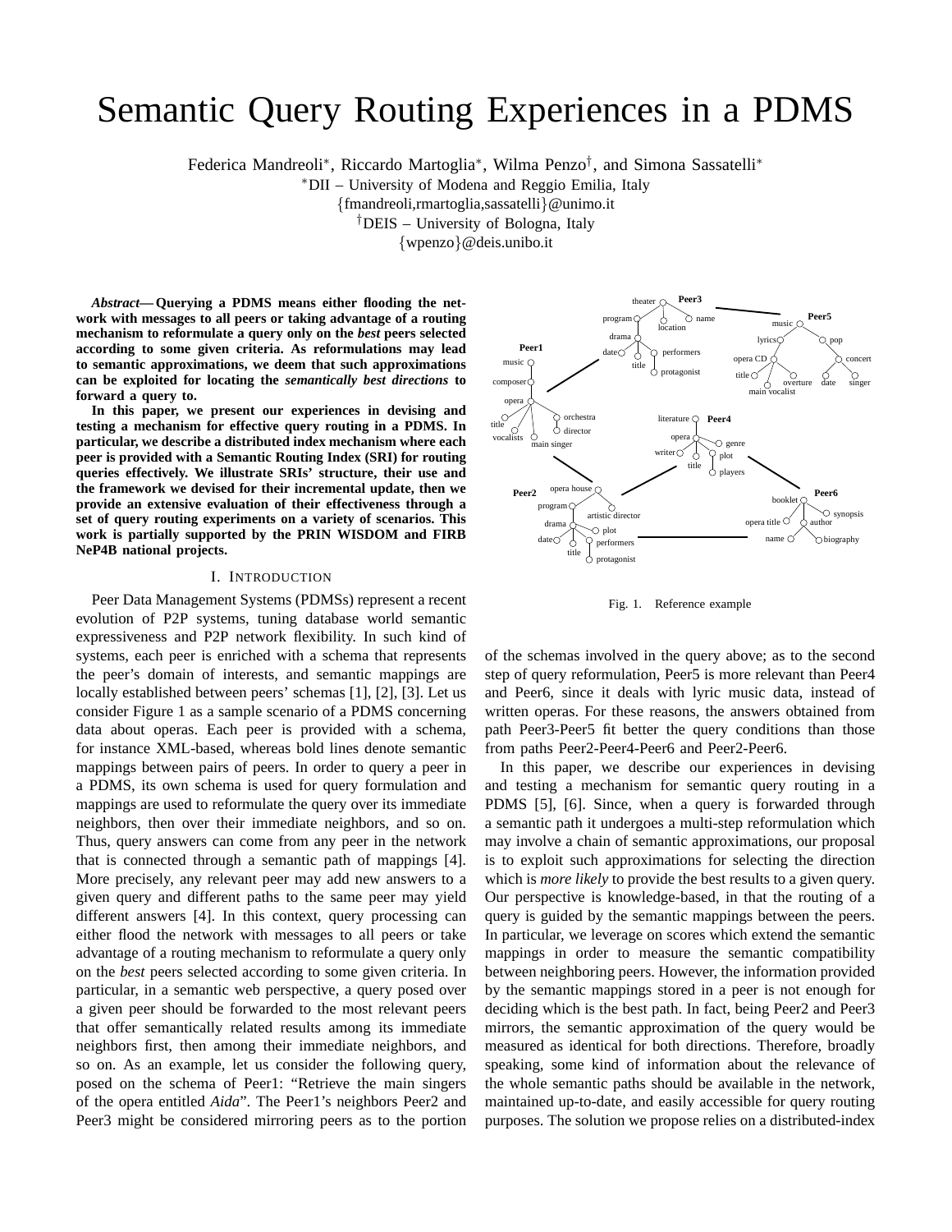# Semantic Query Routing Experiences in a PDMS

Federica Mandreoli*, Riccardo Martoglia*, Wilma Penzo†, and Simona Sassatelli*

*DII – University of Modena and Reggio Emilia, Italy

{fmandreoli,rmartoglia,sassatelli}@unimo.it

†DEIS – University of Bologna, Italy

{wpenzo}@deis.unibo.it

***Abstract*— Querying a PDMS means either flooding the network with messages to all peers or taking advantage of a routing mechanism to reformulate a query only on the *best* peers selected according to some given criteria. As reformulations may lead to semantic approximations, we deem that such approximations can be exploited for locating the *semantically best directions* to forward a query to.**

**In this paper, we present our experiences in devising and testing a mechanism for effective query routing in a PDMS. In particular, we describe a distributed index mechanism where each peer is provided with a Semantic Routing Index (SRI) for routing queries effectively. We illustrate SRIs' structure, their use and the framework we devised for their incremental update, then we provide an extensive evaluation of their effectiveness through a set of query routing experiments on a variety of scenarios. This work is partially supported by the PRIN WISDOM and FIRB NeP4B national projects.**

## I. Introduction

Peer Data Management Systems (PDMSs) represent a recent evolution of P2P systems, tuning database world semantic expressiveness and P2P network flexibility. In such kind of systems, each peer is enriched with a schema that represents the peer's domain of interests, and semantic mappings are locally established between peers' schemas [1], [2], [3]. Let us consider Figure 1 as a sample scenario of a PDMS concerning data about operas. Each peer is provided with a schema, for instance XML-based, whereas bold lines denote semantic mappings between pairs of peers. In order to query a peer in a PDMS, its own schema is used for query formulation and mappings are used to reformulate the query over its immediate neighbors, then over their immediate neighbors, and so on. Thus, query answers can come from any peer in the network that is connected through a semantic path of mappings [4]. More precisely, any relevant peer may add new answers to a given query and different paths to the same peer may yield different answers [4]. In this context, query processing can either flood the network with messages to all peers or take advantage of a routing mechanism to reformulate a query only on the *best* peers selected according to some given criteria. In particular, in a semantic web perspective, a query posed over a given peer should be forwarded to the most relevant peers that offer semantically related results among its immediate neighbors first, then among their immediate neighbors, and so on. As an example, let us consider the following query, posed on the schema of Peer1: "Retrieve the main singers of the opera entitled *Aida*". The Peer1's neighbors Peer2 and Peer3 might be considered mirroring peers as to the portion of the schemas involved in the query above; as to the second step of query reformulation, Peer5 is more relevant than Peer4 and Peer6, since it deals with lyric music data, instead of written operas. For these reasons, the answers obtained from path Peer3-Peer5 fit better the query conditions than those from paths Peer2-Peer4-Peer6 and Peer2-Peer6.

Fig. 1. Reference example

In this paper, we describe our experiences in devising and testing a mechanism for semantic query routing in a PDMS [5], [6]. Since, when a query is forwarded through a semantic path it undergoes a multi-step reformulation which may involve a chain of semantic approximations, our proposal is to exploit such approximations for selecting the direction which is *more likely* to provide the best results to a given query. Our perspective is knowledge-based, in that the routing of a query is guided by the semantic mappings between the peers. In particular, we leverage on scores which extend the semantic mappings in order to measure the semantic compatibility between neighboring peers. However, the information provided by the semantic mappings stored in a peer is not enough for deciding which is the best path. In fact, being Peer2 and Peer3 mirrors, the semantic approximation of the query would be measured as identical for both directions. Therefore, broadly speaking, some kind of information about the relevance of the whole semantic paths should be available in the network, maintained up-to-date, and easily accessible for query routing purposes. The solution we propose relies on a distributed-index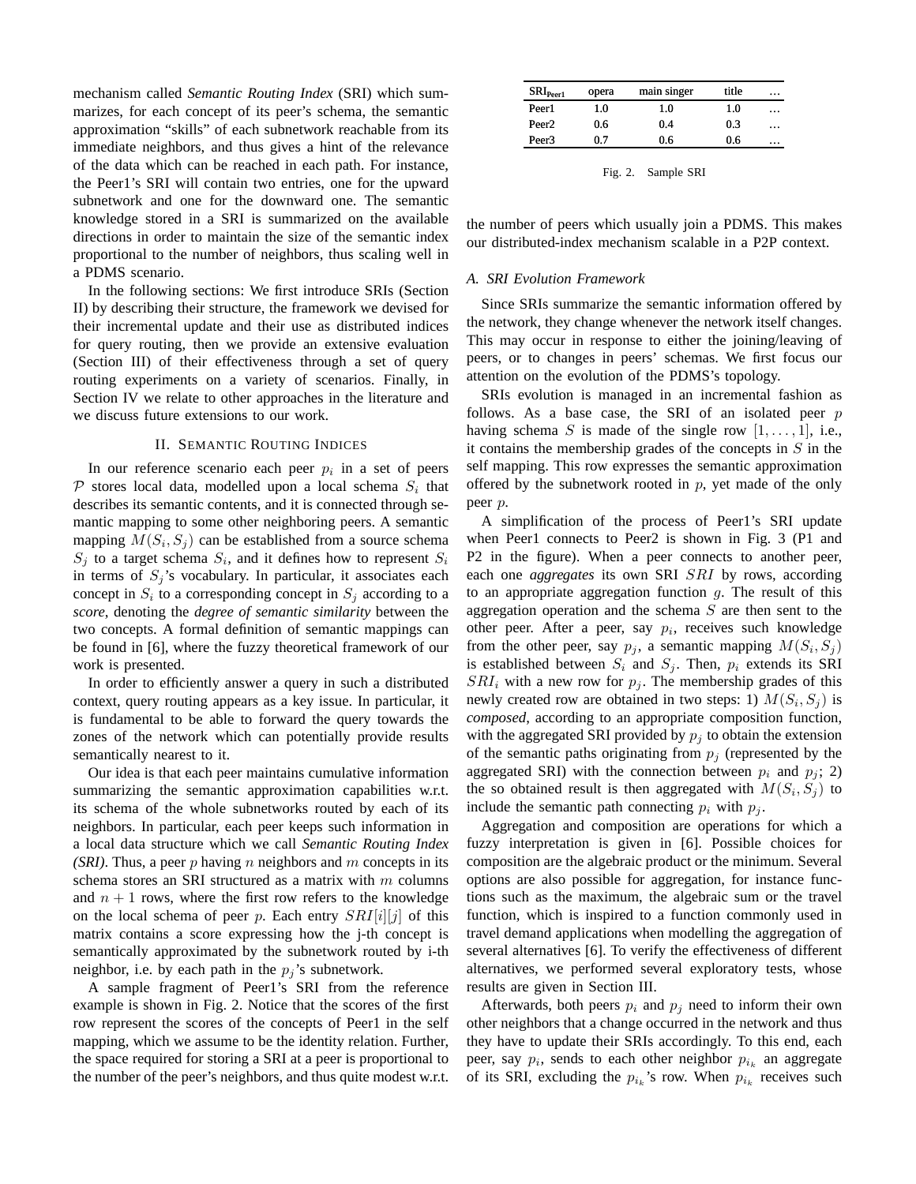mechanism called *Semantic Routing Index* (SRI) which summarizes, for each concept of its peer's schema, the semantic approximation "skills" of each subnetwork reachable from its immediate neighbors, and thus gives a hint of the relevance of the data which can be reached in each path. For instance, the Peer1's SRI will contain two entries, one for the upward subnetwork and one for the downward one. The semantic knowledge stored in a SRI is summarized on the available directions in order to maintain the size of the semantic index proportional to the number of neighbors, thus scaling well in a PDMS scenario.

In the following sections: We first introduce SRIs (Section II) by describing their structure, the framework we devised for their incremental update and their use as distributed indices for query routing, then we provide an extensive evaluation (Section III) of their effectiveness through a set of query routing experiments on a variety of scenarios. Finally, in Section IV we relate to other approaches in the literature and we discuss future extensions to our work.

## II. Semantic Routing Indices

In our reference scenario each peer $p_i$ in a set of peers $\mathcal{P}$ stores local data, modelled upon a local schema $S_i$ that describes its semantic contents, and it is connected through semantic mapping to some other neighboring peers. A semantic mapping $M(S_i, S_j)$ can be established from a source schema $S_j$ to a target schema $S_i$, and it defines how to represent $S_i$ in terms of $S_j$'s vocabulary. In particular, it associates each concept in $S_i$ to a corresponding concept in $S_j$ according to a *score*, denoting the *degree of semantic similarity* between the two concepts. A formal definition of semantic mappings can be found in [6], where the fuzzy theoretical framework of our work is presented.

In order to efficiently answer a query in such a distributed context, query routing appears as a key issue. In particular, it is fundamental to be able to forward the query towards the zones of the network which can potentially provide results semantically nearest to it.

Our idea is that each peer maintains cumulative information summarizing the semantic approximation capabilities w.r.t. its schema of the whole subnetworks routed by each of its neighbors. In particular, each peer keeps such information in a local data structure which we call *Semantic Routing Index (SRI)*. Thus, a peer $p$ having $n$ neighbors and $m$ concepts in its schema stores an SRI structured as a matrix with $m$ columns and $n+1$ rows, where the first row refers to the knowledge on the local schema of peer $p$. Each entry $SRI[i][j]$ of this matrix contains a score expressing how the j-th concept is semantically approximated by the subnetwork routed by i-th neighbor, i.e. by each path in the $p_j$'s subnetwork.

A sample fragment of Peer1's SRI from the reference example is shown in Fig. 2. Notice that the scores of the first row represent the scores of the concepts of Peer1 in the self mapping, which we assume to be the identity relation. Further, the space required for storing a SRI at a peer is proportional to the number of the peer's neighbors, and thus quite modest w.r.t. the number of peers which usually join a PDMS. This makes our distributed-index mechanism scalable in a P2P context.

| $SRI_{Peer1}$ | opera | main singer | title | ... |
|---|---|---|---|---|
| Peer1 | 1.0 | 1.0 | 1.0 | ... |
| Peer2 | 0.6 | 0.4 | 0.3 | ... |
| Peer3 | 0.7 | 0.6 | 0.6 | ... |

Fig. 2. Sample SRI

### A. SRI Evolution Framework

Since SRIs summarize the semantic information offered by the network, they change whenever the network itself changes. This may occur in response to either the joining/leaving of peers, or to changes in peers' schemas. We first focus our attention on the evolution of the PDMS's topology.

SRIs evolution is managed in an incremental fashion as follows. As a base case, the SRI of an isolated peer $p$ having schema $S$ is made of the single row $[1, \ldots, 1]$, i.e., it contains the membership grades of the concepts in $S$ in the self mapping. This row expresses the semantic approximation offered by the subnetwork rooted in $p$, yet made of the only peer $p$.

A simplification of the process of Peer1's SRI update when Peer1 connects to Peer2 is shown in Fig. 3 (P1 and P2 in the figure). When a peer connects to another peer, each one *aggregates* its own SRI $SRI$ by rows, according to an appropriate aggregation function $g$. The result of this aggregation operation and the schema $S$ are then sent to the other peer. After a peer, say $p_i$, receives such knowledge from the other peer, say $p_j$, a semantic mapping $M(S_i, S_j)$ is established between $S_i$ and $S_j$. Then, $p_i$ extends its SRI $SRI_i$ with a new row for $p_j$. The membership grades of this newly created row are obtained in two steps: 1) $M(S_i, S_j)$ is *composed*, according to an appropriate composition function, with the aggregated SRI provided by $p_j$ to obtain the extension of the semantic paths originating from $p_j$ (represented by the aggregated SRI) with the connection between $p_i$ and $p_j$; 2) the so obtained result is then aggregated with $M(S_i, S_j)$ to include the semantic path connecting $p_i$ with $p_j$.

Aggregation and composition are operations for which a fuzzy interpretation is given in [6]. Possible choices for composition are the algebraic product or the minimum. Several options are also possible for aggregation, for instance functions such as the maximum, the algebraic sum or the travel function, which is inspired to a function commonly used in travel demand applications when modelling the aggregation of several alternatives [6]. To verify the effectiveness of different alternatives, we performed several exploratory tests, whose results are given in Section III.

Afterwards, both peers $p_i$ and $p_j$ need to inform their own other neighbors that a change occurred in the network and thus they have to update their SRIs accordingly. To this end, each peer, say $p_i$, sends to each other neighbor $p_{i_k}$ an aggregate of its SRI, excluding the $p_{i_k}$'s row. When $p_{i_k}$ receives such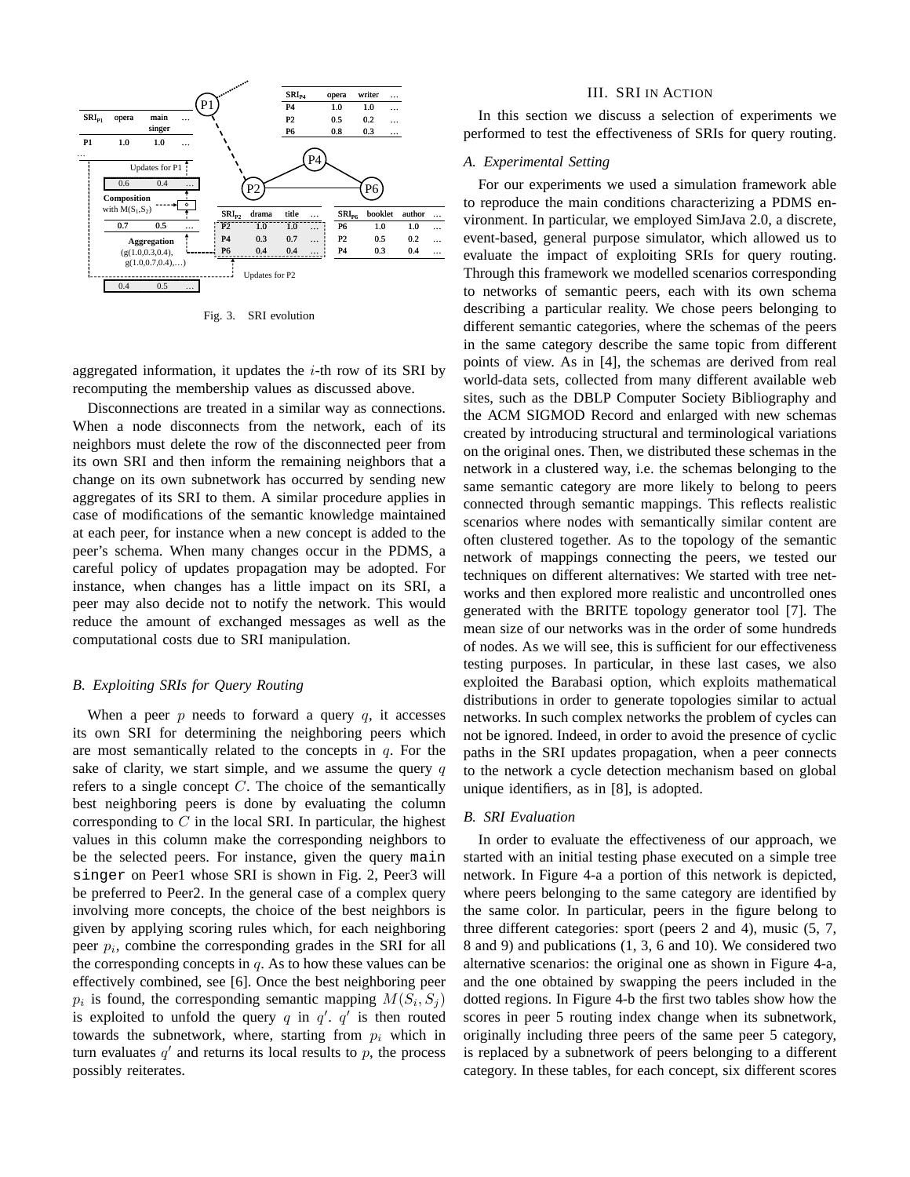Fig. 3. SRI evolution

aggregated information, it updates the $i$-th row of its SRI by recomputing the membership values as discussed above.

Disconnections are treated in a similar way as connections. When a node disconnects from the network, each of its neighbors must delete the row of the disconnected peer from its own SRI and then inform the remaining neighbors that a change on its own subnetwork has occurred by sending new aggregates of its SRI to them. A similar procedure applies in case of modifications of the semantic knowledge maintained at each peer, for instance when a new concept is added to the peer's schema. When many changes occur in the PDMS, a careful policy of updates propagation may be adopted. For instance, when changes has a little impact on its SRI, a peer may also decide not to notify the network. This would reduce the amount of exchanged messages as well as the computational costs due to SRI manipulation.

### B. Exploiting SRIs for Query Routing

When a peer $p$ needs to forward a query $q$, it accesses its own SRI for determining the neighboring peers which are most semantically related to the concepts in $q$. For the sake of clarity, we start simple, and we assume the query $q$ refers to a single concept $C$. The choice of the semantically best neighboring peers is done by evaluating the column corresponding to $C$ in the local SRI. In particular, the highest values in this column make the corresponding neighbors to be the selected peers. For instance, given the query `main singer` on Peer1 whose SRI is shown in Fig. 2, Peer3 will be preferred to Peer2. In the general case of a complex query involving more concepts, the choice of the best neighbors is given by applying scoring rules which, for each neighboring peer $p_i$, combine the corresponding grades in the SRI for all the corresponding concepts in $q$. As to how these values can be effectively combined, see [6]. Once the best neighboring peer $p_i$ is found, the corresponding semantic mapping $M(S_i, S_j)$ is exploited to unfold the query $q$ in $q'$. $q'$ is then routed towards the subnetwork, where, starting from $p_i$ which in turn evaluates $q'$ and returns its local results to $p$, the process possibly reiterates.

## III. SRI IN ACTION

In this section we discuss a selection of experiments we performed to test the effectiveness of SRIs for query routing.

### A. Experimental Setting

For our experiments we used a simulation framework able to reproduce the main conditions characterizing a PDMS environment. In particular, we employed SimJava 2.0, a discrete, event-based, general purpose simulator, which allowed us to evaluate the impact of exploiting SRIs for query routing. Through this framework we modelled scenarios corresponding to networks of semantic peers, each with its own schema describing a particular reality. We chose peers belonging to different semantic categories, where the schemas of the peers in the same category describe the same topic from different points of view. As in [4], the schemas are derived from real world-data sets, collected from many different available web sites, such as the DBLP Computer Society Bibliography and the ACM SIGMOD Record and enlarged with new schemas created by introducing structural and terminological variations on the original ones. Then, we distributed these schemas in the network in a clustered way, i.e. the schemas belonging to the same semantic category are more likely to belong to peers connected through semantic mappings. This reflects realistic scenarios where nodes with semantically similar content are often clustered together. As to the topology of the semantic network of mappings connecting the peers, we tested our techniques on different alternatives: We started with tree networks and then explored more realistic and uncontrolled ones generated with the BRITE topology generator tool [7]. The mean size of our networks was in the order of some hundreds of nodes. As we will see, this is sufficient for our effectiveness testing purposes. In particular, in these last cases, we also exploited the Barabasi option, which exploits mathematical distributions in order to generate topologies similar to actual networks. In such complex networks the problem of cycles can not be ignored. Indeed, in order to avoid the presence of cyclic paths in the SRI updates propagation, when a peer connects to the network a cycle detection mechanism based on global unique identifiers, as in [8], is adopted.

### B. SRI Evaluation

In order to evaluate the effectiveness of our approach, we started with an initial testing phase executed on a simple tree network. In Figure 4-a a portion of this network is depicted, where peers belonging to the same category are identified by the same color. In particular, peers in the figure belong to three different categories: sport (peers 2 and 4), music (5, 7, 8 and 9) and publications (1, 3, 6 and 10). We considered two alternative scenarios: the original one as shown in Figure 4-a, and the one obtained by swapping the peers included in the dotted regions. In Figure 4-b the first two tables show how the scores in peer 5 routing index change when its subnetwork, originally including three peers of the same peer 5 category, is replaced by a subnetwork of peers belonging to a different category. In these tables, for each concept, six different scores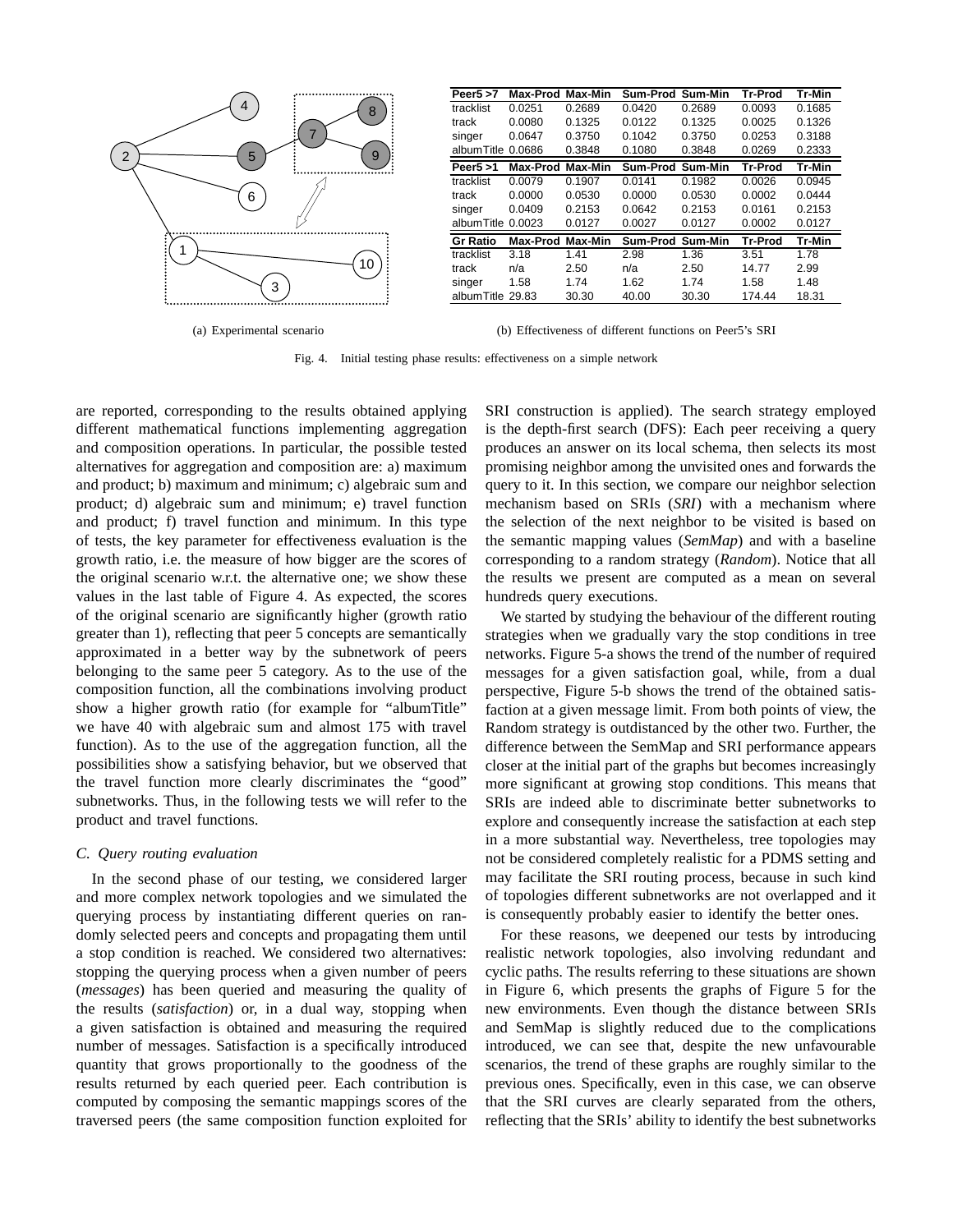| Peer5 >7 | Max-Prod | Max-Min | Sum-Prod | Sum-Min | Tr-Prod | Tr-Min |
|---|---|---|---|---|---|---|
| tracklist | 0.0251 | 0.2689 | 0.0420 | 0.2689 | 0.0093 | 0.1685 |
| track | 0.0080 | 0.1325 | 0.0122 | 0.1325 | 0.0025 | 0.1326 |
| singer | 0.0647 | 0.3750 | 0.1042 | 0.3750 | 0.0253 | 0.3188 |
| albumTitle | 0.0686 | 0.3848 | 0.1080 | 0.3848 | 0.0269 | 0.2333 |
| **Peer5 >1** | **Max-Prod** | **Max-Min** | **Sum-Prod** | **Sum-Min** | **Tr-Prod** | **Tr-Min** |
| tracklist | 0.0079 | 0.1907 | 0.0141 | 0.1982 | 0.0026 | 0.0945 |
| track | 0.0000 | 0.0530 | 0.0000 | 0.0530 | 0.0002 | 0.0444 |
| singer | 0.0409 | 0.2153 | 0.0642 | 0.2153 | 0.0161 | 0.2153 |
| albumTitle | 0.0023 | 0.0127 | 0.0027 | 0.0127 | 0.0002 | 0.0127 |
| **Gr Ratio** | **Max-Prod** | **Max-Min** | **Sum-Prod** | **Sum-Min** | **Tr-Prod** | **Tr-Min** |
| tracklist | 3.18 | 1.41 | 2.98 | 1.36 | 3.51 | 1.78 |
| track | n/a | 2.50 | n/a | 2.50 | 14.77 | 2.99 |
| singer | 1.58 | 1.74 | 1.62 | 1.74 | 1.58 | 1.48 |
| albumTitle | 29.83 | 30.30 | 40.00 | 30.30 | 174.44 | 18.31 |

(a) Experimental scenario

(b) Effectiveness of different functions on Peer5's SRI

Fig. 4. Initial testing phase results: effectiveness on a simple network

are reported, corresponding to the results obtained applying different mathematical functions implementing aggregation and composition operations. In particular, the possible tested alternatives for aggregation and composition are: a) maximum and product; b) maximum and minimum; c) algebraic sum and product; d) algebraic sum and minimum; e) travel function and product; f) travel function and minimum. In this type of tests, the key parameter for effectiveness evaluation is the growth ratio, i.e. the measure of how bigger are the scores of the original scenario w.r.t. the alternative one; we show these values in the last table of Figure 4. As expected, the scores of the original scenario are significantly higher (growth ratio greater than 1), reflecting that peer 5 concepts are semantically approximated in a better way by the subnetwork of peers belonging to the same peer 5 category. As to the use of the composition function, all the combinations involving product show a higher growth ratio (for example for "albumTitle" we have 40 with algebraic sum and almost 175 with travel function). As to the use of the aggregation function, all the possibilities show a satisfying behavior, but we observed that the travel function more clearly discriminates the "good" subnetworks. Thus, in the following tests we will refer to the product and travel functions.

### C. Query routing evaluation

In the second phase of our testing, we considered larger and more complex network topologies and we simulated the querying process by instantiating different queries on randomly selected peers and concepts and propagating them until a stop condition is reached. We considered two alternatives: stopping the querying process when a given number of peers (*messages*) has been queried and measuring the quality of the results (*satisfaction*) or, in a dual way, stopping when a given satisfaction is obtained and measuring the required number of messages. Satisfaction is a specifically introduced quantity that grows proportionally to the goodness of the results returned by each queried peer. Each contribution is computed by composing the semantic mappings scores of the traversed peers (the same composition function exploited for SRI construction is applied). The search strategy employed is the depth-first search (DFS): Each peer receiving a query produces an answer on its local schema, then selects its most promising neighbor among the unvisited ones and forwards the query to it. In this section, we compare our neighbor selection mechanism based on SRIs (*SRI*) with a mechanism where the selection of the next neighbor to be visited is based on the semantic mapping values (*SemMap*) and with a baseline corresponding to a random strategy (*Random*). Notice that all the results we present are computed as a mean on several hundreds query executions.

We started by studying the behaviour of the different routing strategies when we gradually vary the stop conditions in tree networks. Figure 5-a shows the trend of the number of required messages for a given satisfaction goal, while, from a dual perspective, Figure 5-b shows the trend of the obtained satisfaction at a given message limit. From both points of view, the Random strategy is outdistanced by the other two. Further, the difference between the SemMap and SRI performance appears closer at the initial part of the graphs but becomes increasingly more significant at growing stop conditions. This means that SRIs are indeed able to discriminate better subnetworks to explore and consequently increase the satisfaction at each step in a more substantial way. Nevertheless, tree topologies may not be considered completely realistic for a PDMS setting and may facilitate the SRI routing process, because in such kind of topologies different subnetworks are not overlapped and it is consequently probably easier to identify the better ones.

For these reasons, we deepened our tests by introducing realistic network topologies, also involving redundant and cyclic paths. The results referring to these situations are shown in Figure 6, which presents the graphs of Figure 5 for the new environments. Even though the distance between SRIs and SemMap is slightly reduced due to the complications introduced, we can see that, despite the new unfavourable scenarios, the trend of these graphs are roughly similar to the previous ones. Specifically, even in this case, we can observe that the SRI curves are clearly separated from the others, reflecting that the SRIs' ability to identify the best subnetworks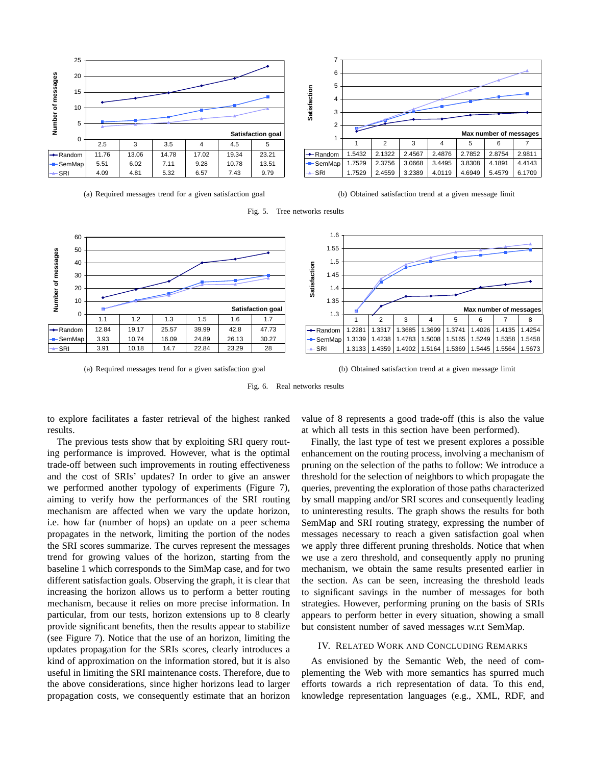| | 2.5 | 3 | 3.5 | 4 | 4.5 | 5 |
|---|---|---|---|---|---|---|
| Random | 11.76 | 13.06 | 14.78 | 17.02 | 19.34 | 23.21 |
| SemMap | 5.51 | 6.02 | 7.11 | 9.28 | 10.78 | 13.51 |
| SRI | 4.09 | 4.81 | 5.32 | 6.57 | 7.43 | 9.79 |

(a) Required messages trend for a given satisfaction goal

| | 1 | 2 | 3 | 4 | 5 | 6 | 7 |
|---|---|---|---|---|---|---|---|
| Random | 1.5432 | 2.1322 | 2.4567 | 2.4876 | 2.7852 | 2.8754 | 2.9811 |
| SemMap | 1.7529 | 2.3756 | 3.0668 | 3.4495 | 3.8308 | 4.1891 | 4.4143 |
| SRI | 1.7529 | 2.4559 | 3.2389 | 4.0119 | 4.6949 | 5.4579 | 6.1709 |

(b) Obtained satisfaction trend at a given message limit

Fig. 5. Tree networks results

| | 1.1 | 1.2 | 1.3 | 1.5 | 1.6 | 1.7 |
|---|---|---|---|---|---|---|
| Random | 12.84 | 19.17 | 25.57 | 39.99 | 42.8 | 47.73 |
| SemMap | 3.93 | 10.74 | 16.09 | 24.89 | 26.13 | 30.27 |
| SRI | 3.91 | 10.18 | 14.7 | 22.84 | 23.29 | 28 |

(a) Required messages trend for a given satisfaction goal

| | 1 | 2 | 3 | 4 | 5 | 6 | 7 | 8 |
|---|---|---|---|---|---|---|---|---|
| Random | 1.2281 | 1.3317 | 1.3685 | 1.3699 | 1.3741 | 1.4026 | 1.4135 | 1.4254 |
| SemMap | 1.3139 | 1.4238 | 1.4783 | 1.5008 | 1.5165 | 1.5249 | 1.5358 | 1.5458 |
| SRI | 1.3133 | 1.4359 | 1.4902 | 1.5164 | 1.5369 | 1.5445 | 1.5564 | 1.5673 |

(b) Obtained satisfaction trend at a given message limit

Fig. 6. Real networks results

to explore facilitates a faster retrieval of the highest ranked results.

The previous tests show that by exploiting SRI query routing performance is improved. However, what is the optimal trade-off between such improvements in routing effectiveness and the cost of SRIs' updates? In order to give an answer we performed another typology of experiments (Figure 7), aiming to verify how the performances of the SRI routing mechanism are affected when we vary the update horizon, i.e. how far (number of hops) an update on a peer schema propagates in the network, limiting the portion of the nodes the SRI scores summarize. The curves represent the messages trend for growing values of the horizon, starting from the baseline 1 which corresponds to the SimMap case, and for two different satisfaction goals. Observing the graph, it is clear that increasing the horizon allows us to perform a better routing mechanism, because it relies on more precise information. In particular, from our tests, horizon extensions up to 8 clearly provide significant benefits, then the results appear to stabilize (see Figure 7). Notice that the use of an horizon, limiting the updates propagation for the SRIs scores, clearly introduces a kind of approximation on the information stored, but it is also useful in limiting the SRI maintenance costs. Therefore, due to the above considerations, since higher horizons lead to larger propagation costs, we consequently estimate that an horizon value of 8 represents a good trade-off (this is also the value at which all tests in this section have been performed).

Finally, the last type of test we present explores a possible enhancement on the routing process, involving a mechanism of pruning on the selection of the paths to follow: We introduce a threshold for the selection of neighbors to which propagate the queries, preventing the exploration of those paths characterized by small mapping and/or SRI scores and consequently leading to uninteresting results. The graph shows the results for both SemMap and SRI routing strategy, expressing the number of messages necessary to reach a given satisfaction goal when we apply three different pruning thresholds. Notice that when we use a zero threshold, and consequently apply no pruning mechanism, we obtain the same results presented earlier in the section. As can be seen, increasing the threshold leads to significant savings in the number of messages for both strategies. However, performing pruning on the basis of SRIs appears to perform better in every situation, showing a small but consistent number of saved messages w.r.t SemMap.

## IV. Related Work and Concluding Remarks

As envisioned by the Semantic Web, the need of complementing the Web with more semantics has spurred much efforts towards a rich representation of data. To this end, knowledge representation languages (e.g., XML, RDF, and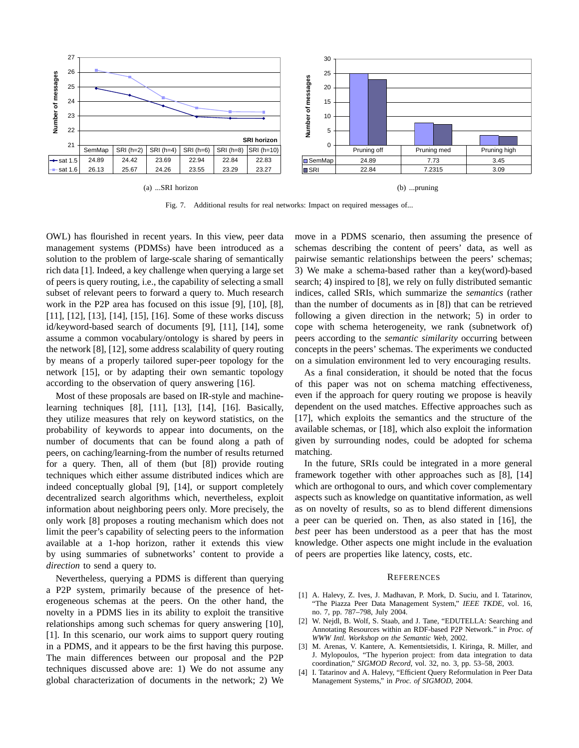| | SemMap | SRI (h=2) | SRI (h=4) | SRI (h=6) | SRI (h=8) | SRI (h=10) |
|---|---|---|---|---|---|---|
| sat 1.5 | 24.89 | 24.42 | 23.69 | 22.94 | 22.84 | 22.83 |
| sat 1.6 | 26.13 | 25.67 | 24.26 | 23.55 | 23.29 | 23.27 |

(a) ...SRI horizon

| | Pruning off | Pruning med | Pruning high |
|---|---|---|---|
| SemMap | 24.89 | 7.73 | 3.45 |
| SRI | 22.84 | 7.2315 | 3.09 |

(b) ...pruning

Fig. 7. Additional results for real networks: Impact on required messages of...

OWL) has flourished in recent years. In this view, peer data management systems (PDMSs) have been introduced as a solution to the problem of large-scale sharing of semantically rich data [1]. Indeed, a key challenge when querying a large set of peers is query routing, i.e., the capability of selecting a small subset of relevant peers to forward a query to. Much research work in the P2P area has focused on this issue [9], [10], [8], [11], [12], [13], [14], [15], [16]. Some of these works discuss id/keyword-based search of documents [9], [11], [14], some assume a common vocabulary/ontology is shared by peers in the network [8], [12], some address scalability of query routing by means of a properly tailored super-peer topology for the network [15], or by adapting their own semantic topology according to the observation of query answering [16].

Most of these proposals are based on IR-style and machine-learning techniques [8], [11], [13], [14], [16]. Basically, they utilize measures that rely on keyword statistics, on the probability of keywords to appear into documents, on the number of documents that can be found along a path of peers, on caching/learning-from the number of results returned for a query. Then, all of them (but [8]) provide routing techniques which either assume distributed indices which are indeed conceptually global [9], [14], or support completely decentralized search algorithms which, nevertheless, exploit information about neighboring peers only. More precisely, the only work [8] proposes a routing mechanism which does not limit the peer's capability of selecting peers to the information available at a 1-hop horizon, rather it extends this view by using summaries of subnetworks' content to provide a *direction* to send a query to.

Nevertheless, querying a PDMS is different than querying a P2P system, primarily because of the presence of heterogeneous schemas at the peers. On the other hand, the novelty in a PDMS lies in its ability to exploit the transitive relationships among such schemas for query answering [10], [1]. In this scenario, our work aims to support query routing in a PDMS, and it appears to be the first having this purpose. The main differences between our proposal and the P2P techniques discussed above are: 1) We do not assume any global characterization of documents in the network; 2) We move in a PDMS scenario, then assuming the presence of schemas describing the content of peers' data, as well as pairwise semantic relationships between the peers' schemas; 3) We make a schema-based rather than a key(word)-based search; 4) inspired to [8], we rely on fully distributed semantic indices, called SRIs, which summarize the *semantics* (rather than the number of documents as in [8]) that can be retrieved following a given direction in the network; 5) in order to cope with schema heterogeneity, we rank (subnetwork of) peers according to the *semantic similarity* occurring between concepts in the peers' schemas. The experiments we conducted on a simulation environment led to very encouraging results.

As a final consideration, it should be noted that the focus of this paper was not on schema matching effectiveness, even if the approach for query routing we propose is heavily dependent on the used matches. Effective approaches such as [17], which exploits the semantics and the structure of the available schemas, or [18], which also exploit the information given by surrounding nodes, could be adopted for schema matching.

In the future, SRIs could be integrated in a more general framework together with other approaches such as [8], [14] which are orthogonal to ours, and which cover complementary aspects such as knowledge on quantitative information, as well as on novelty of results, so as to blend different dimensions a peer can be queried on. Then, as also stated in [16], the *best* peer has been understood as a peer that has the most knowledge. Other aspects one might include in the evaluation of peers are properties like latency, costs, etc.

## References

[1] A. Halevy, Z. Ives, J. Madhavan, P. Mork, D. Suciu, and I. Tatarinov, "The Piazza Peer Data Management System," *IEEE TKDE*, vol. 16, no. 7, pp. 787–798, July 2004.

[2] W. Nejdl, B. Wolf, S. Staab, and J. Tane, "EDUTELLA: Searching and Annotating Resources within an RDF-based P2P Network." in *Proc. of WWW Intl. Workshop on the Semantic Web*, 2002.

[3] M. Arenas, V. Kantere, A. Kementsietsidis, I. Kiringa, R. Miller, and J. Mylopoulos, "The hyperion project: from data integration to data coordination," *SIGMOD Record*, vol. 32, no. 3, pp. 53–58, 2003.

[4] I. Tatarinov and A. Halevy, "Efficient Query Reformulation in Peer Data Management Systems," in *Proc. of SIGMOD*, 2004.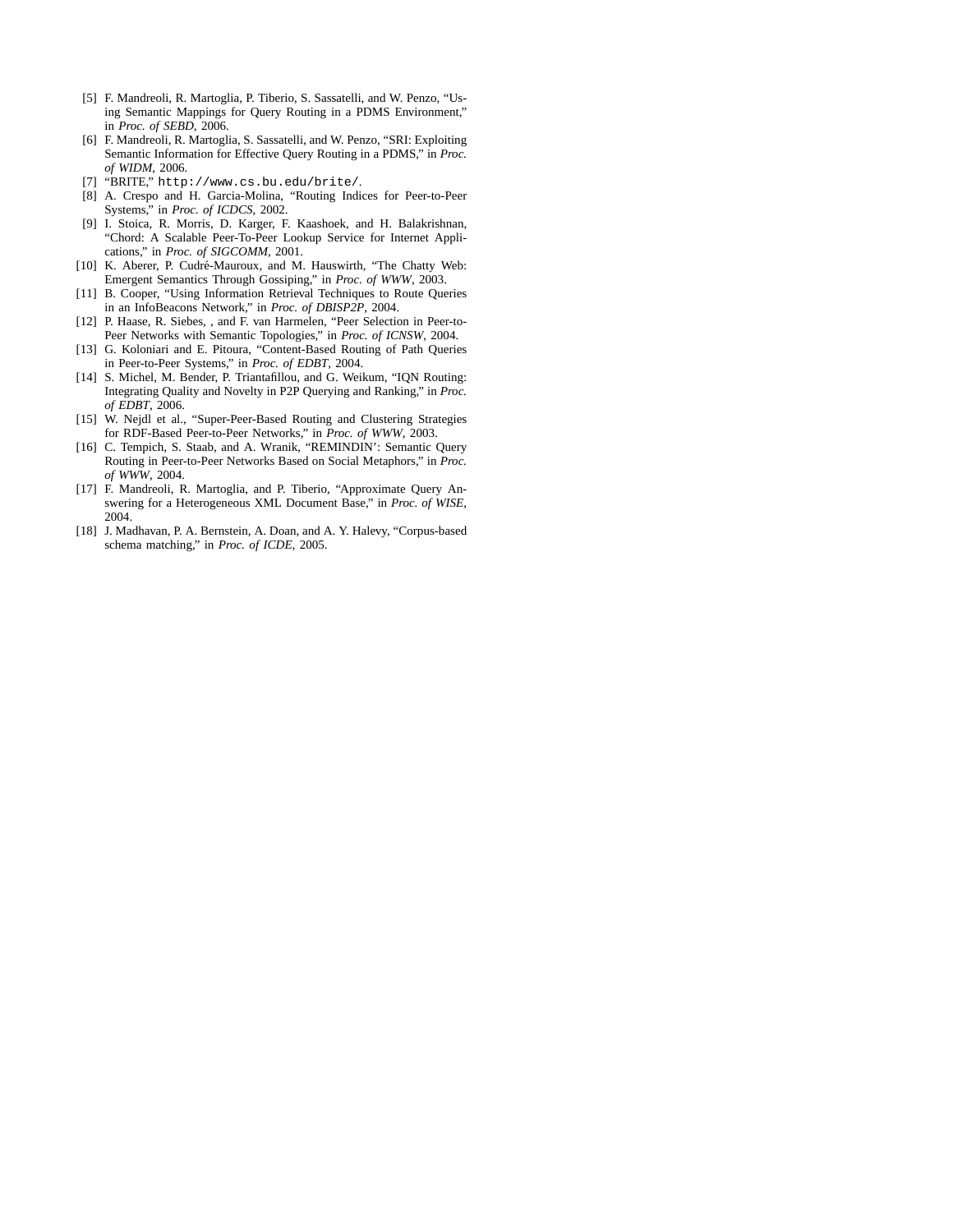[5] F. Mandreoli, R. Martoglia, P. Tiberio, S. Sassatelli, and W. Penzo, "Using Semantic Mappings for Query Routing in a PDMS Environment," in *Proc. of SEBD*, 2006.

[6] F. Mandreoli, R. Martoglia, S. Sassatelli, and W. Penzo, "SRI: Exploiting Semantic Information for Effective Query Routing in a PDMS," in *Proc. of WIDM*, 2006.

[7] "BRITE," `http://www.cs.bu.edu/brite/`.

[8] A. Crespo and H. Garcia-Molina, "Routing Indices for Peer-to-Peer Systems," in *Proc. of ICDCS*, 2002.

[9] I. Stoica, R. Morris, D. Karger, F. Kaashoek, and H. Balakrishnan, "Chord: A Scalable Peer-To-Peer Lookup Service for Internet Applications," in *Proc. of SIGCOMM*, 2001.

[10] K. Aberer, P. Cudré-Mauroux, and M. Hauswirth, "The Chatty Web: Emergent Semantics Through Gossiping," in *Proc. of WWW*, 2003.

[11] B. Cooper, "Using Information Retrieval Techniques to Route Queries in an InfoBeacons Network," in *Proc. of DBISP2P*, 2004.

[12] P. Haase, R. Siebes, , and F. van Harmelen, "Peer Selection in Peer-to-Peer Networks with Semantic Topologies," in *Proc. of ICNSW*, 2004.

[13] G. Koloniari and E. Pitoura, "Content-Based Routing of Path Queries in Peer-to-Peer Systems," in *Proc. of EDBT*, 2004.

[14] S. Michel, M. Bender, P. Triantafillou, and G. Weikum, "IQN Routing: Integrating Quality and Novelty in P2P Querying and Ranking," in *Proc. of EDBT*, 2006.

[15] W. Nejdl et al., "Super-Peer-Based Routing and Clustering Strategies for RDF-Based Peer-to-Peer Networks," in *Proc. of WWW*, 2003.

[16] C. Tempich, S. Staab, and A. Wranik, "REMINDIN': Semantic Query Routing in Peer-to-Peer Networks Based on Social Metaphors," in *Proc. of WWW*, 2004.

[17] F. Mandreoli, R. Martoglia, and P. Tiberio, "Approximate Query Answering for a Heterogeneous XML Document Base," in *Proc. of WISE*, 2004.

[18] J. Madhavan, P. A. Bernstein, A. Doan, and A. Y. Halevy, "Corpus-based schema matching," in *Proc. of ICDE*, 2005.